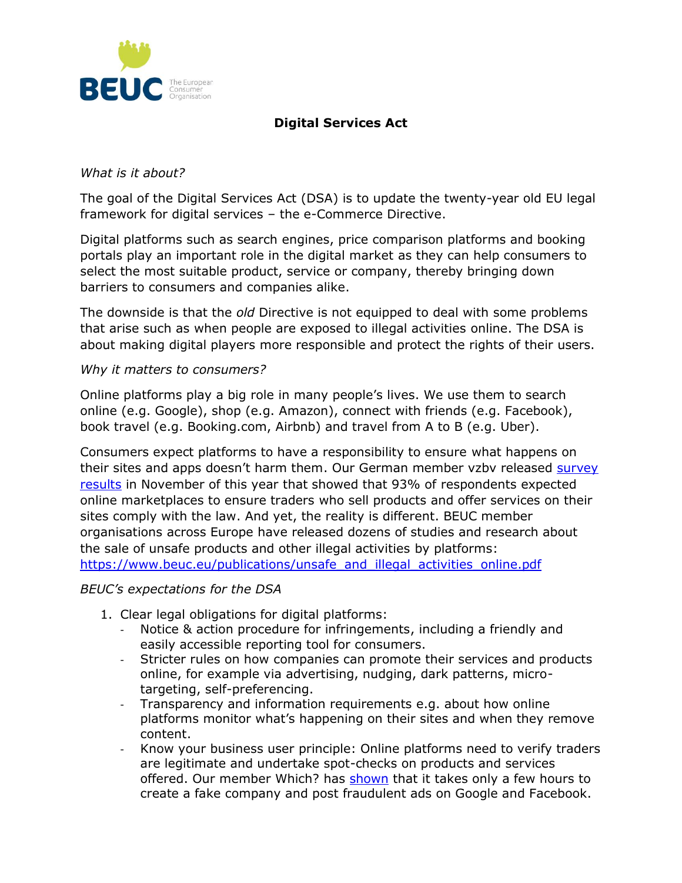# Digital Services Act

*What is it about?*

The goal of the Digital Services Act (DSA) is to update the twenty-year old EU legal framework for digital services – the e-Commerce Directive.

Digital platforms such as search engines, price comparison platforms and booking portals play an important role in the digital market as they can help consumers to select the most suitable product, service or company, thereby bringing down barriers to consumers and companies alike.

The downside is that the *old* Directive is not equipped to deal with some problems that arise such as when people are exposed to illegal activities online. The DSA is about making digital players more responsible and protect the rights of their users.

*Why it matters to consumers?*

Online platforms play a big role in many people's lives. We use them to search online (e.g. Google), shop (e.g. Amazon), connect with friends (e.g. Facebook), book travel (e.g. Booking.com, Airbnb) and travel from A to B (e.g. Uber).

Consumers expect platforms to have a responsibility to ensure what happens on their sites and apps doesn't harm them. Our German member vzbv released survey results in November of this year that showed that 93% of respondents expected online marketplaces to ensure traders who sell products and offer services on their sites comply with the law. And yet, the reality is different. BEUC member organisations across Europe have released dozens of studies and research about the sale of unsafe products and other illegal activities by platforms: https://www.beuc.eu/publications/unsafe_and_illegal_activities_online.pdf

*BEUC's expectations for the DSA*

1. Clear legal obligations for digital platforms:
   - Notice & action procedure for infringements, including a friendly and easily accessible reporting tool for consumers.
   - Stricter rules on how companies can promote their services and products online, for example via advertising, nudging, dark patterns, micro-targeting, self-preferencing.
   - Transparency and information requirements e.g. about how online platforms monitor what's happening on their sites and when they remove content.
   - Know your business user principle: Online platforms need to verify traders are legitimate and undertake spot-checks on products and services offered. Our member Which? has shown that it takes only a few hours to create a fake company and post fraudulent ads on Google and Facebook.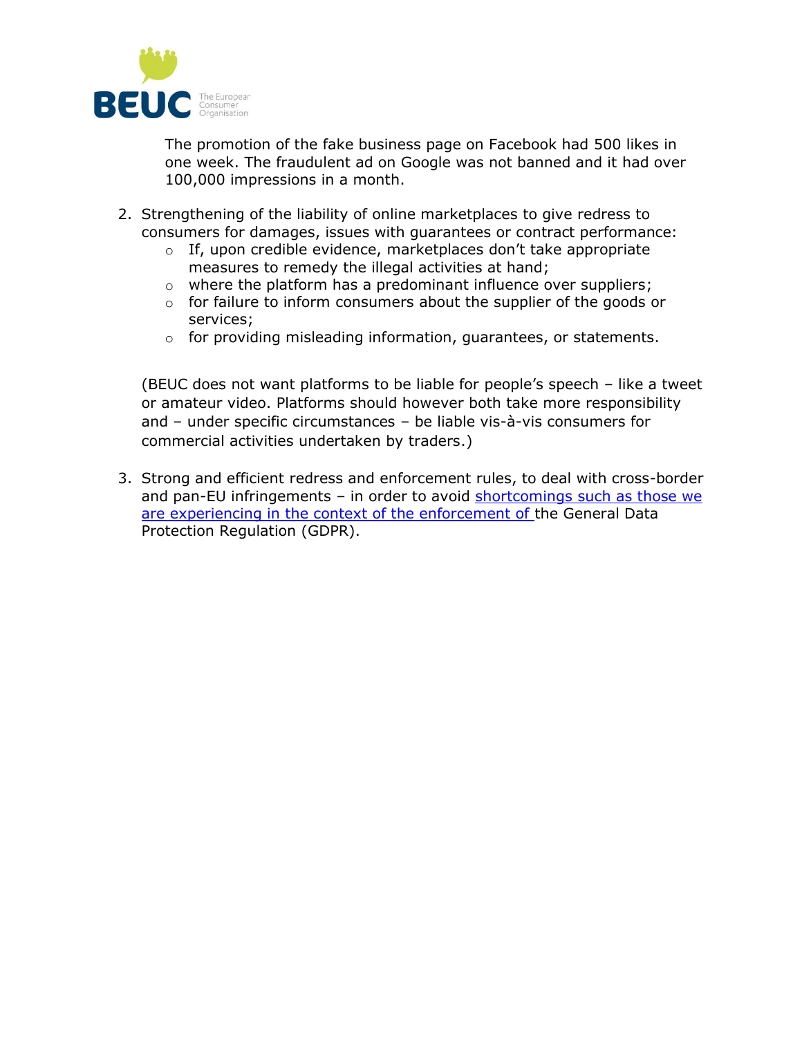The promotion of the fake business page on Facebook had 500 likes in one week. The fraudulent ad on Google was not banned and it had over 100,000 impressions in a month.

2. Strengthening of the liability of online marketplaces to give redress to consumers for damages, issues with guarantees or contract performance:
   - If, upon credible evidence, marketplaces don't take appropriate measures to remedy the illegal activities at hand;
   - where the platform has a predominant influence over suppliers;
   - for failure to inform consumers about the supplier of the goods or services;
   - for providing misleading information, guarantees, or statements.

   (BEUC does not want platforms to be liable for people's speech – like a tweet or amateur video. Platforms should however both take more responsibility and – under specific circumstances – be liable vis-à-vis consumers for commercial activities undertaken by traders.)

3. Strong and efficient redress and enforcement rules, to deal with cross-border and pan-EU infringements – in order to avoid shortcomings such as those we are experiencing in the context of the enforcement of the General Data Protection Regulation (GDPR).